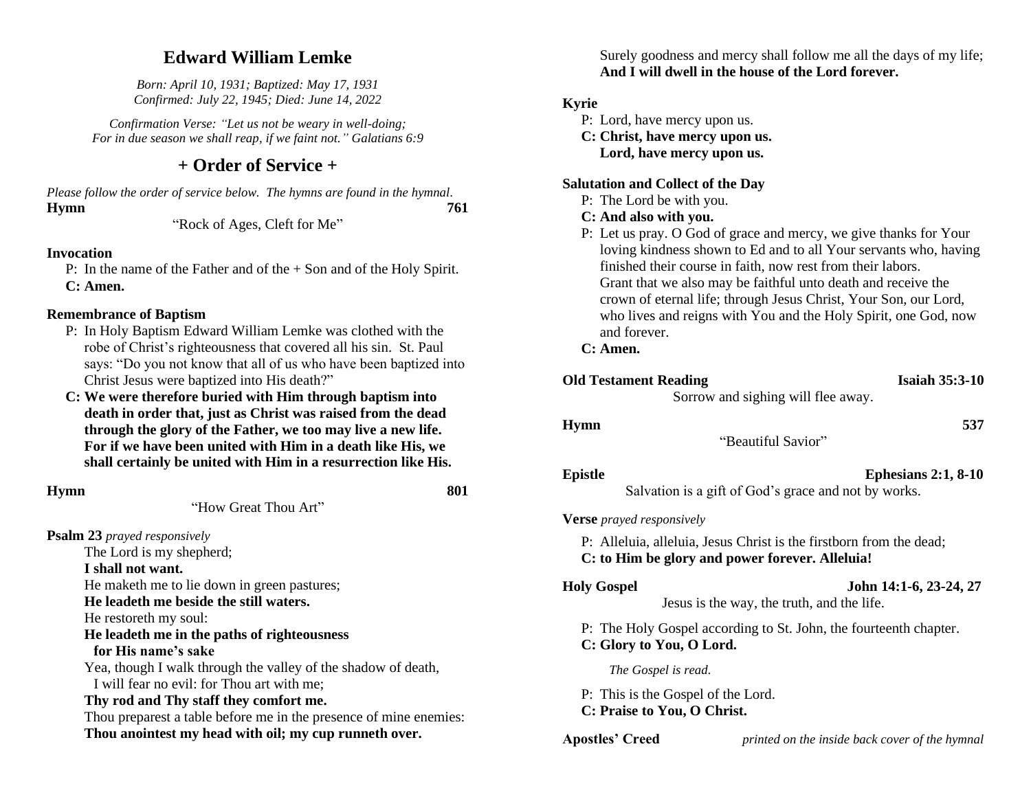# Edward William Lemke

*Born: April 10, 1931; Baptized: May 17, 1931*
*Confirmed: July 22, 1945; Died: June 14, 2022*

*Confirmation Verse: "Let us not be weary in well-doing;*
*For in due season we shall reap, if we faint not." Galatians 6:9*

## + Order of Service +

*Please follow the order of service below. The hymns are found in the hymnal.*

**Hymn** **761**

"Rock of Ages, Cleft for Me"

**Invocation**

P: In the name of the Father and of the + Son and of the Holy Spirit.
**C: Amen.**

**Remembrance of Baptism**

P: In Holy Baptism Edward William Lemke was clothed with the robe of Christ's righteousness that covered all his sin. St. Paul says: "Do you not know that all of us who have been baptized into Christ Jesus were baptized into His death?"
**C: We were therefore buried with Him through baptism into death in order that, just as Christ was raised from the dead through the glory of the Father, we too may live a new life. For if we have been united with Him in a death like His, we shall certainly be united with Him in a resurrection like His.**

**Hymn** **801**

"How Great Thou Art"

**Psalm 23** *prayed responsively*

The Lord is my shepherd;
**I shall not want.**
He maketh me to lie down in green pastures;
**He leadeth me beside the still waters.**
He restoreth my soul:
**He leadeth me in the paths of righteousness for His name's sake**
Yea, though I walk through the valley of the shadow of death, I will fear no evil: for Thou art with me;
**Thy rod and Thy staff they comfort me.**
Thou preparest a table before me in the presence of mine enemies:
**Thou anointest my head with oil; my cup runneth over.**
Surely goodness and mercy shall follow me all the days of my life;
**And I will dwell in the house of the Lord forever.**

**Kyrie**

P: Lord, have mercy upon us.
**C: Christ, have mercy upon us.**
**Lord, have mercy upon us.**

**Salutation and Collect of the Day**

P: The Lord be with you.
**C: And also with you.**
P: Let us pray. O God of grace and mercy, we give thanks for Your loving kindness shown to Ed and to all Your servants who, having finished their course in faith, now rest from their labors. Grant that we also may be faithful unto death and receive the crown of eternal life; through Jesus Christ, Your Son, our Lord, who lives and reigns with You and the Holy Spirit, one God, now and forever.
**C: Amen.**

**Old Testament Reading** **Isaiah 35:3-10**

Sorrow and sighing will flee away.

**Hymn** **537**

"Beautiful Savior"

**Epistle** **Ephesians 2:1, 8-10**

Salvation is a gift of God's grace and not by works.

**Verse** *prayed responsively*

P: Alleluia, alleluia, Jesus Christ is the firstborn from the dead;
**C: to Him be glory and power forever. Alleluia!**

**Holy Gospel** **John 14:1-6, 23-24, 27**

Jesus is the way, the truth, and the life.

P: The Holy Gospel according to St. John, the fourteenth chapter.
**C: Glory to You, O Lord.**

*The Gospel is read.*

P: This is the Gospel of the Lord.
**C: Praise to You, O Christ.**

**Apostles' Creed** *printed on the inside back cover of the hymnal*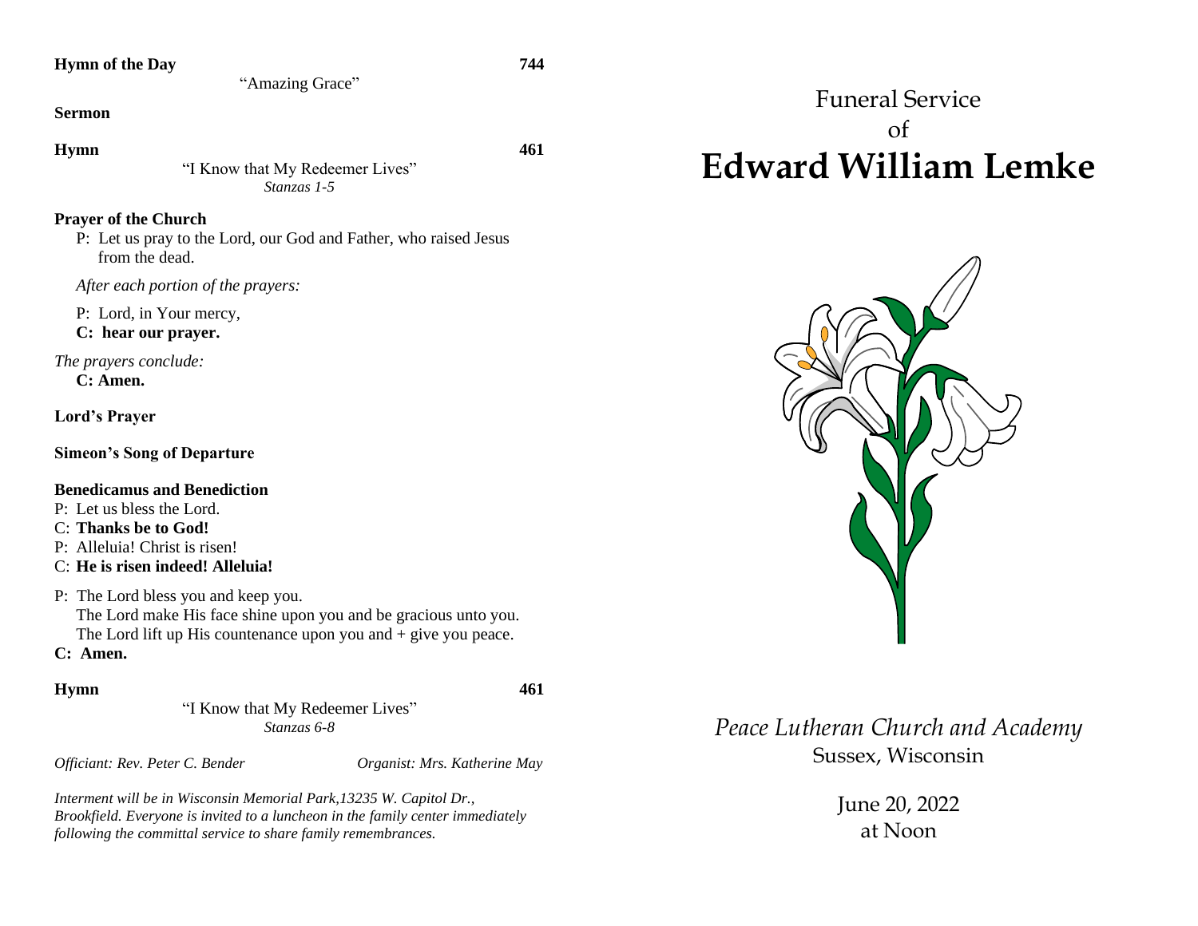**Hymn of the Day** **744**

"Amazing Grace"

**Sermon**

**Hymn** **461**

"I Know that My Redeemer Lives"
*Stanzas 1-5*

**Prayer of the Church**

P: Let us pray to the Lord, our God and Father, who raised Jesus from the dead.

*After each portion of the prayers:*

P: Lord, in Your mercy,
**C: hear our prayer.**

*The prayers conclude:*
**C: Amen.**

**Lord's Prayer**

**Simeon's Song of Departure**

**Benedicamus and Benediction**

P: Let us bless the Lord.
C: **Thanks be to God!**
P: Alleluia! Christ is risen!
C: **He is risen indeed! Alleluia!**

P: The Lord bless you and keep you.
The Lord make His face shine upon you and be gracious unto you.
The Lord lift up His countenance upon you and + give you peace.
**C: Amen.**

**Hymn** **461**

"I Know that My Redeemer Lives"
*Stanzas 6-8*

*Officiant: Rev. Peter C. Bender* *Organist: Mrs. Katherine May*

*Interment will be in Wisconsin Memorial Park,13235 W. Capitol Dr., Brookfield. Everyone is invited to a luncheon in the family center immediately following the committal service to share family remembrances.*

# Funeral Service of **Edward William Lemke**

*Peace Lutheran Church and Academy*
Sussex, Wisconsin

June 20, 2022
at Noon